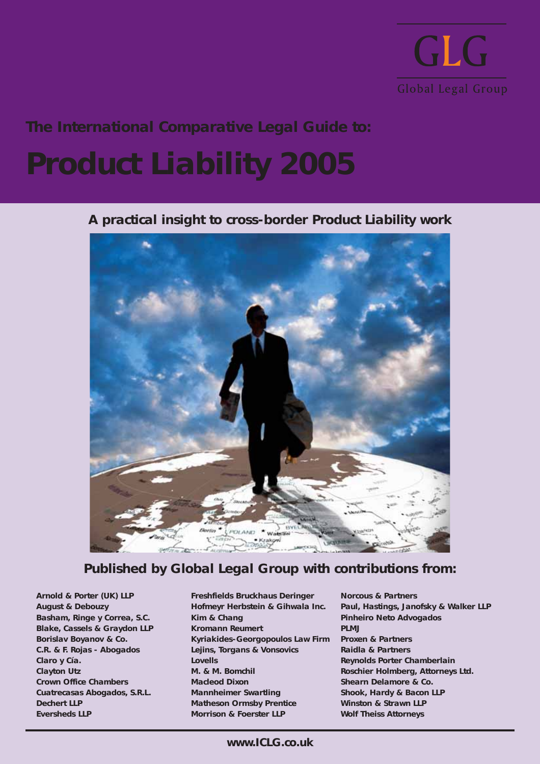GLG

Global Legal Group

The International Comparative Legal Guide to:

# Product Liability 2005

## A practical insight to cross-border Product Liability work

## Published by Global Legal Group with contributions from:

**Arnold & Porter (UK) LLP**
**August & Debouzy**
**Basham, Ringe y Correa, S.C.**
**Blake, Cassels & Graydon LLP**
**Borislav Boyanov & Co.**
**C.R. & F. Rojas - Abogados**
**Claro y Cía.**
**Clayton Utz**
**Crown Office Chambers**
**Cuatrecasas Abogados, S.R.L.**
**Dechert LLP**
**Eversheds LLP**
**Freshfields Bruckhaus Deringer**
**Hofmeyr Herbstein & Gihwala Inc.**
**Kim & Chang**
**Kromann Reumert**
**Kyriakides-Georgopoulos Law Firm**
**Lejins, Torgans & Vonsovics**
**Lovells**
**M. & M. Bomchil**
**Macleod Dixon**
**Mannheimer Swartling**
**Matheson Ormsby Prentice**
**Morrison & Foerster LLP**
**Norcous & Partners**
**Paul, Hastings, Janofsky & Walker LLP**
**Pinheiro Neto Advogados**
**PLMJ**
**Proxen & Partners**
**Raidla & Partners**
**Reynolds Porter Chamberlain**
**Roschier Holmberg, Attorneys Ltd.**
**Shearn Delamore & Co.**
**Shook, Hardy & Bacon LLP**
**Winston & Strawn LLP**
**Wolf Theiss Attorneys**

**www.ICLG.co.uk**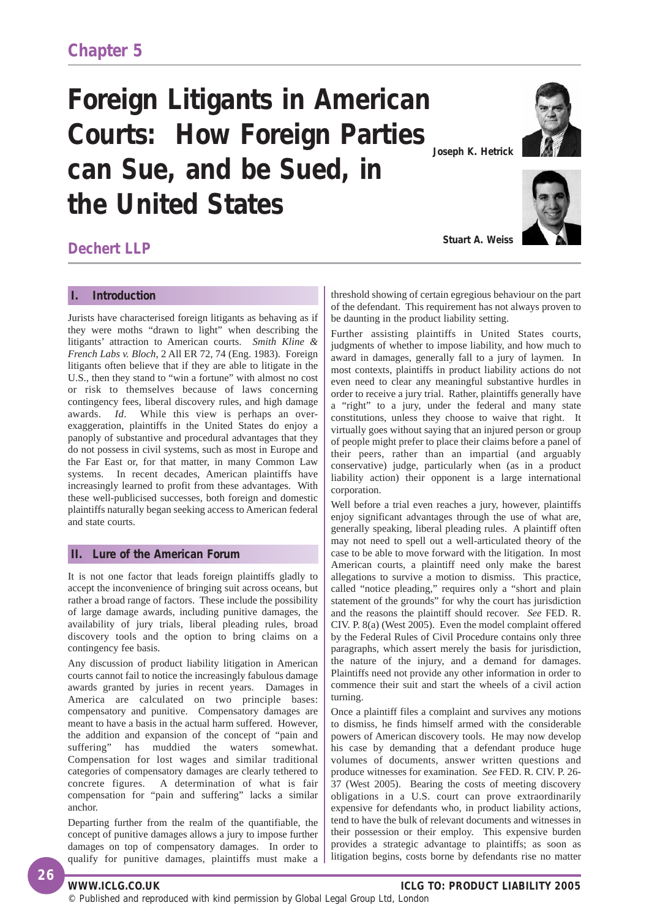Chapter 5

# Foreign Litigants in American Courts: How Foreign Parties can Sue, and be Sued, in the United States

Joseph K. Hetrick

Stuart A. Weiss

Dechert LLP

## I. Introduction

Jurists have characterised foreign litigants as behaving as if they were moths "drawn to light" when describing the litigants' attraction to American courts. *Smith Kline & French Labs v. Bloch*, 2 All ER 72, 74 (Eng. 1983). Foreign litigants often believe that if they are able to litigate in the U.S., then they stand to "win a fortune" with almost no cost or risk to themselves because of laws concerning contingency fees, liberal discovery rules, and high damage awards. *Id*. While this view is perhaps an over-exaggeration, plaintiffs in the United States do enjoy a panoply of substantive and procedural advantages that they do not possess in civil systems, such as most in Europe and the Far East or, for that matter, in many Common Law systems. In recent decades, American plaintiffs have increasingly learned to profit from these advantages. With these well-publicised successes, both foreign and domestic plaintiffs naturally began seeking access to American federal and state courts.

## II. Lure of the American Forum

It is not one factor that leads foreign plaintiffs gladly to accept the inconvenience of bringing suit across oceans, but rather a broad range of factors. These include the possibility of large damage awards, including punitive damages, the availability of jury trials, liberal pleading rules, broad discovery tools and the option to bring claims on a contingency fee basis.

Any discussion of product liability litigation in American courts cannot fail to notice the increasingly fabulous damage awards granted by juries in recent years. Damages in America are calculated on two principle bases: compensatory and punitive. Compensatory damages are meant to have a basis in the actual harm suffered. However, the addition and expansion of the concept of "pain and suffering" has muddied the waters somewhat. Compensation for lost wages and similar traditional categories of compensatory damages are clearly tethered to concrete figures. A determination of what is fair compensation for "pain and suffering" lacks a similar anchor.

Departing further from the realm of the quantifiable, the concept of punitive damages allows a jury to impose further damages on top of compensatory damages. In order to qualify for punitive damages, plaintiffs must make a threshold showing of certain egregious behaviour on the part of the defendant. This requirement has not always proven to be daunting in the product liability setting.

Further assisting plaintiffs in United States courts, judgments of whether to impose liability, and how much to award in damages, generally fall to a jury of laymen. In most contexts, plaintiffs in product liability actions do not even need to clear any meaningful substantive hurdles in order to receive a jury trial. Rather, plaintiffs generally have a "right" to a jury, under the federal and many state constitutions, unless they choose to waive that right. It virtually goes without saying that an injured person or group of people might prefer to place their claims before a panel of their peers, rather than an impartial (and arguably conservative) judge, particularly when (as in a product liability action) their opponent is a large international corporation.

Well before a trial even reaches a jury, however, plaintiffs enjoy significant advantages through the use of what are, generally speaking, liberal pleading rules. A plaintiff often may not need to spell out a well-articulated theory of the case to be able to move forward with the litigation. In most American courts, a plaintiff need only make the barest allegations to survive a motion to dismiss. This practice, called "notice pleading," requires only a "short and plain statement of the grounds" for why the court has jurisdiction and the reasons the plaintiff should recover. *See* FED. R. CIV. P. 8(a) (West 2005). Even the model complaint offered by the Federal Rules of Civil Procedure contains only three paragraphs, which assert merely the basis for jurisdiction, the nature of the injury, and a demand for damages. Plaintiffs need not provide any other information in order to commence their suit and start the wheels of a civil action turning.

Once a plaintiff files a complaint and survives any motions to dismiss, he finds himself armed with the considerable powers of American discovery tools. He may now develop his case by demanding that a defendant produce huge volumes of documents, answer written questions and produce witnesses for examination. *See* FED. R. CIV. P. 26-37 (West 2005). Bearing the costs of meeting discovery obligations in a U.S. court can prove extraordinarily expensive for defendants who, in product liability actions, tend to have the bulk of relevant documents and witnesses in their possession or their employ. This expensive burden provides a strategic advantage to plaintiffs; as soon as litigation begins, costs borne by defendants rise no matter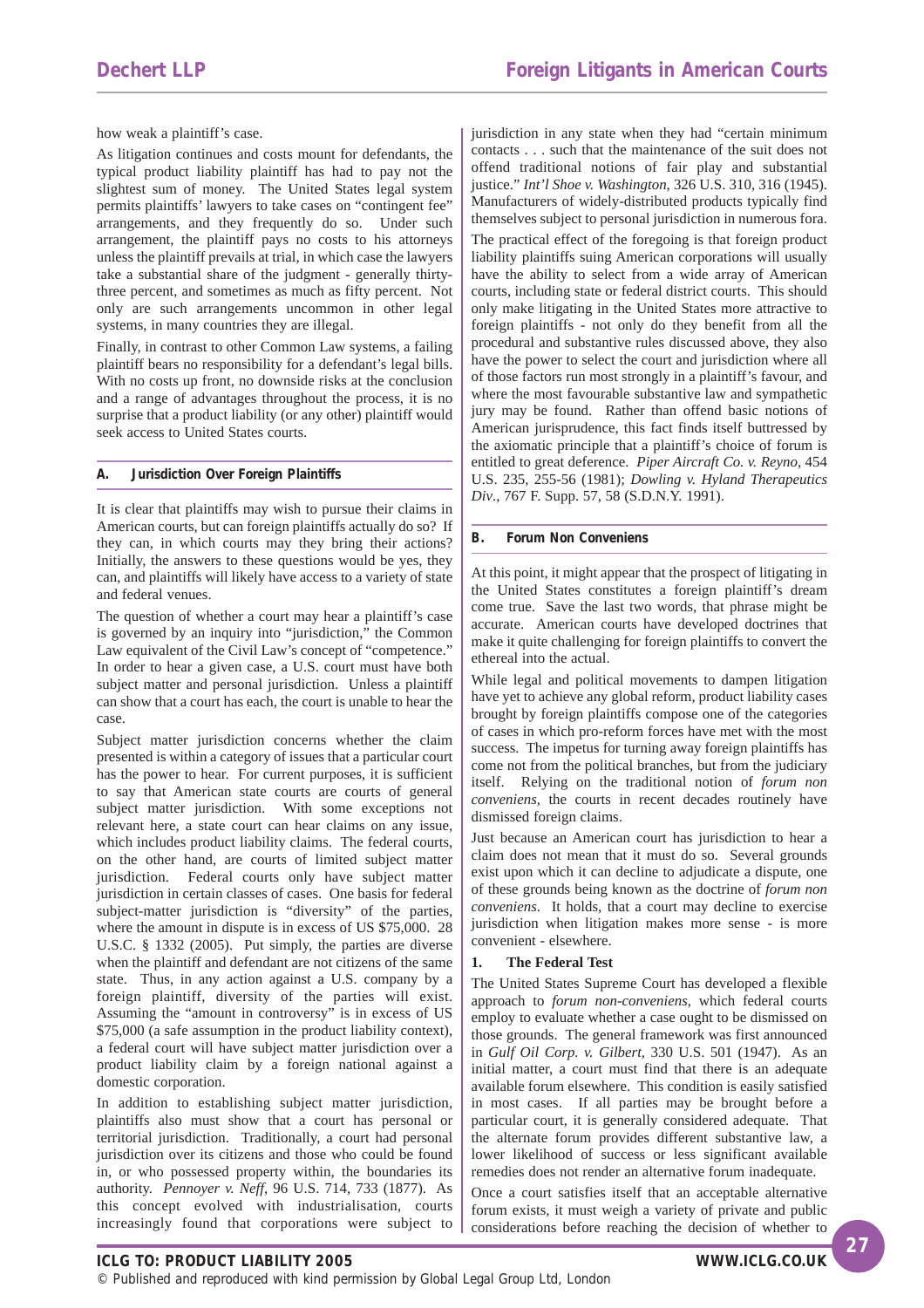how weak a plaintiff's case.

As litigation continues and costs mount for defendants, the typical product liability plaintiff has had to pay not the slightest sum of money. The United States legal system permits plaintiffs' lawyers to take cases on "contingent fee" arrangements, and they frequently do so. Under such arrangement, the plaintiff pays no costs to his attorneys unless the plaintiff prevails at trial, in which case the lawyers take a substantial share of the judgment - generally thirty-three percent, and sometimes as much as fifty percent. Not only are such arrangements uncommon in other legal systems, in many countries they are illegal.

Finally, in contrast to other Common Law systems, a failing plaintiff bears no responsibility for a defendant's legal bills. With no costs up front, no downside risks at the conclusion and a range of advantages throughout the process, it is no surprise that a product liability (or any other) plaintiff would seek access to United States courts.

## A. Jurisdiction Over Foreign Plaintiffs

It is clear that plaintiffs may wish to pursue their claims in American courts, but can foreign plaintiffs actually do so? If they can, in which courts may they bring their actions? Initially, the answers to these questions would be yes, they can, and plaintiffs will likely have access to a variety of state and federal venues.

The question of whether a court may hear a plaintiff's case is governed by an inquiry into "jurisdiction," the Common Law equivalent of the Civil Law's concept of "competence." In order to hear a given case, a U.S. court must have both subject matter and personal jurisdiction. Unless a plaintiff can show that a court has each, the court is unable to hear the case.

Subject matter jurisdiction concerns whether the claim presented is within a category of issues that a particular court has the power to hear. For current purposes, it is sufficient to say that American state courts are courts of general subject matter jurisdiction. With some exceptions not relevant here, a state court can hear claims on any issue, which includes product liability claims. The federal courts, on the other hand, are courts of limited subject matter jurisdiction. Federal courts only have subject matter jurisdiction in certain classes of cases. One basis for federal subject-matter jurisdiction is "diversity" of the parties, where the amount in dispute is in excess of US $75,000. 28 U.S.C. § 1332 (2005). Put simply, the parties are diverse when the plaintiff and defendant are not citizens of the same state. Thus, in any action against a U.S. company by a foreign plaintiff, diversity of the parties will exist. Assuming the "amount in controversy" is in excess of US $75,000 (a safe assumption in the product liability context), a federal court will have subject matter jurisdiction over a product liability claim by a foreign national against a domestic corporation.

In addition to establishing subject matter jurisdiction, plaintiffs also must show that a court has personal or territorial jurisdiction. Traditionally, a court had personal jurisdiction over its citizens and those who could be found in, or who possessed property within, the boundaries its authority. *Pennoyer v. Neff*, 96 U.S. 714, 733 (1877). As this concept evolved with industrialisation, courts increasingly found that corporations were subject to jurisdiction in any state when they had "certain minimum contacts . . . such that the maintenance of the suit does not offend traditional notions of fair play and substantial justice." *Int'l Shoe v. Washington*, 326 U.S. 310, 316 (1945). Manufacturers of widely-distributed products typically find themselves subject to personal jurisdiction in numerous fora.

The practical effect of the foregoing is that foreign product liability plaintiffs suing American corporations will usually have the ability to select from a wide array of American courts, including state or federal district courts. This should only make litigating in the United States more attractive to foreign plaintiffs - not only do they benefit from all the procedural and substantive rules discussed above, they also have the power to select the court and jurisdiction where all of those factors run most strongly in a plaintiff's favour, and where the most favourable substantive law and sympathetic jury may be found. Rather than offend basic notions of American jurisprudence, this fact finds itself buttressed by the axiomatic principle that a plaintiff's choice of forum is entitled to great deference. *Piper Aircraft Co. v. Reyno*, 454 U.S. 235, 255-56 (1981); *Dowling v. Hyland Therapeutics Div.*, 767 F. Supp. 57, 58 (S.D.N.Y. 1991).

## B. Forum Non Conveniens

At this point, it might appear that the prospect of litigating in the United States constitutes a foreign plaintiff's dream come true. Save the last two words, that phrase might be accurate. American courts have developed doctrines that make it quite challenging for foreign plaintiffs to convert the ethereal into the actual.

While legal and political movements to dampen litigation have yet to achieve any global reform, product liability cases brought by foreign plaintiffs compose one of the categories of cases in which pro-reform forces have met with the most success. The impetus for turning away foreign plaintiffs has come not from the political branches, but from the judiciary itself. Relying on the traditional notion of *forum non conveniens*, the courts in recent decades routinely have dismissed foreign claims.

Just because an American court has jurisdiction to hear a claim does not mean that it must do so. Several grounds exist upon which it can decline to adjudicate a dispute, one of these grounds being known as the doctrine of *forum non conveniens*. It holds, that a court may decline to exercise jurisdiction when litigation makes more sense - is more convenient - elsewhere.

### 1. The Federal Test

The United States Supreme Court has developed a flexible approach to *forum non-conveniens*, which federal courts employ to evaluate whether a case ought to be dismissed on those grounds. The general framework was first announced in *Gulf Oil Corp. v. Gilbert*, 330 U.S. 501 (1947). As an initial matter, a court must find that there is an adequate available forum elsewhere. This condition is easily satisfied in most cases. If all parties may be brought before a particular court, it is generally considered adequate. That the alternate forum provides different substantive law, a lower likelihood of success or less significant available remedies does not render an alternative forum inadequate.

Once a court satisfies itself that an acceptable alternative forum exists, it must weigh a variety of private and public considerations before reaching the decision of whether to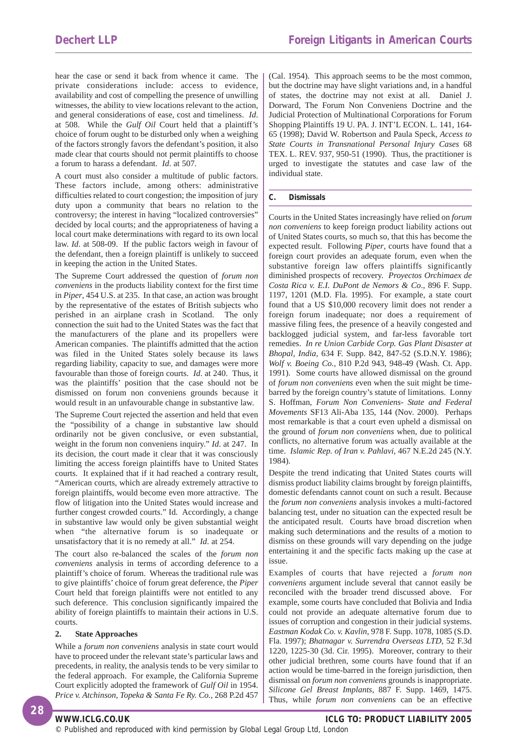hear the case or send it back from whence it came. The private considerations include: access to evidence, availability and cost of compelling the presence of unwilling witnesses, the ability to view locations relevant to the action, and general considerations of ease, cost and timeliness. *Id*. at 508. While the *Gulf Oil* Court held that a plaintiff's choice of forum ought to be disturbed only when a weighing of the factors strongly favors the defendant's position, it also made clear that courts should not permit plaintiffs to choose a forum to harass a defendant. *Id*. at 507.

A court must also consider a multitude of public factors. These factors include, among others: administrative difficulties related to court congestion; the imposition of jury duty upon a community that bears no relation to the controversy; the interest in having "localized controversies" decided by local courts; and the appropriateness of having a local court make determinations with regard to its own local law. *Id*. at 508-09. If the public factors weigh in favour of the defendant, then a foreign plaintiff is unlikely to succeed in keeping the action in the United States.

The Supreme Court addressed the question of *forum non conveniens* in the products liability context for the first time in *Piper*, 454 U.S. at 235. In that case, an action was brought by the representative of the estates of British subjects who perished in an airplane crash in Scotland. The only connection the suit had to the United States was the fact that the manufacturers of the plane and its propellers were American companies. The plaintiffs admitted that the action was filed in the United States solely because its laws regarding liability, capacity to sue, and damages were more favourable than those of foreign courts. *Id*. at 240. Thus, it was the plaintiffs' position that the case should not be dismissed on forum non conveniens grounds because it would result in an unfavourable change in substantive law.

The Supreme Court rejected the assertion and held that even the "possibility of a change in substantive law should ordinarily not be given conclusive, or even substantial, weight in the forum non conveniens inquiry." *Id*. at 247. In its decision, the court made it clear that it was consciously limiting the access foreign plaintiffs have to United States courts. It explained that if it had reached a contrary result, "American courts, which are already extremely attractive to foreign plaintiffs, would become even more attractive. The flow of litigation into the United States would increase and further congest crowded courts." Id. Accordingly, a change in substantive law would only be given substantial weight when "the alternative forum is so inadequate or unsatisfactory that it is no remedy at all." *Id*. at 254.

The court also re-balanced the scales of the *forum non conveniens* analysis in terms of according deference to a plaintiff's choice of forum. Whereas the traditional rule was to give plaintiffs' choice of forum great deference, the *Piper* Court held that foreign plaintiffs were not entitled to any such deference. This conclusion significantly impaired the ability of foreign plaintiffs to maintain their actions in U.S. courts.

**2. State Approaches**

While a *forum non conveniens* analysis in state court would have to proceed under the relevant state's particular laws and precedents, in reality, the analysis tends to be very similar to the federal approach. For example, the California Supreme Court explicitly adopted the framework of *Gulf Oil* in 1954. *Price v. Atchinson, Topeka & Santa Fe Ry. Co.*, 268 P.2d 457 (Cal. 1954). This approach seems to be the most common, but the doctrine may have slight variations and, in a handful of states, the doctrine may not exist at all. Daniel J. Dorward, The Forum Non Conveniens Doctrine and the Judicial Protection of Multinational Corporations for Forum Shopping Plaintiffs 19 U. PA. J. INT'L ECON. L. 141, 164-65 (1998); David W. Robertson and Paula Speck, *Access to State Courts in Transnational Personal Injury Cases* 68 TEX. L. REV. 937, 950-51 (1990). Thus, the practitioner is urged to investigate the statutes and case law of the individual state.

### C. Dismissals

Courts in the United States increasingly have relied on *forum non conveniens* to keep foreign product liability actions out of United States courts, so much so, that this has become the expected result. Following *Piper*, courts have found that a foreign court provides an adequate forum, even when the substantive foreign law offers plaintiffs significantly diminished prospects of recovery. *Proyectos Orchimaex de Costa Rica v. E.I. DuPont de Nemors & Co*., 896 F. Supp. 1197, 1201 (M.D. Fla. 1995). For example, a state court found that a US $10,000 recovery limit does not render a foreign forum inadequate; nor does a requirement of massive filing fees, the presence of a heavily congested and backlogged judicial system, and far-less favorable tort remedies. *In re Union Carbide Corp. Gas Plant Disaster at Bhopal, India*, 634 F. Supp. 842, 847-52 (S.D.N.Y. 1986); *Wolf v. Boeing Co.*, 810 P.2d 943, 948-49 (Wash. Ct. App. 1991). Some courts have allowed dismissal on the ground of *forum non conveniens* even when the suit might be time-barred by the foreign country's statute of limitations. Lonny S. Hoffman, *Forum Non Conveniens- State and Federal Movements* SF13 Ali-Aba 135, 144 (Nov. 2000). Perhaps most remarkable is that a court even upheld a dismissal on the ground of *forum non conveniens* when, due to political conflicts, no alternative forum was actually available at the time. *Islamic Rep. of Iran v. Pahlavi*, 467 N.E.2d 245 (N.Y. 1984).

Despite the trend indicating that United States courts will dismiss product liability claims brought by foreign plaintiffs, domestic defendants cannot count on such a result. Because the *forum non conveniens* analysis invokes a multi-factored balancing test, under no situation can the expected result be the anticipated result. Courts have broad discretion when making such determinations and the results of a motion to dismiss on these grounds will vary depending on the judge entertaining it and the specific facts making up the case at issue.

Examples of courts that have rejected a *forum non conveniens* argument include several that cannot easily be reconciled with the broader trend discussed above. For example, some courts have concluded that Bolivia and India could not provide an adequate alternative forum due to issues of corruption and congestion in their judicial systems. *Eastman Kodak Co. v. Kavlin*, 978 F. Supp. 1078, 1085 (S.D. Fla. 1997); *Bhatnagar v. Surrendra Overseas LTD*, 52 F.3d 1220, 1225-30 (3d. Cir. 1995). Moreover, contrary to their other judicial brethren, some courts have found that if an action would be time-barred in the foreign jurisdiction, then dismissal on *forum non conveniens* grounds is inappropriate. *Silicone Gel Breast Implants*, 887 F. Supp. 1469, 1475. Thus, while *forum non conveniens* can be an effective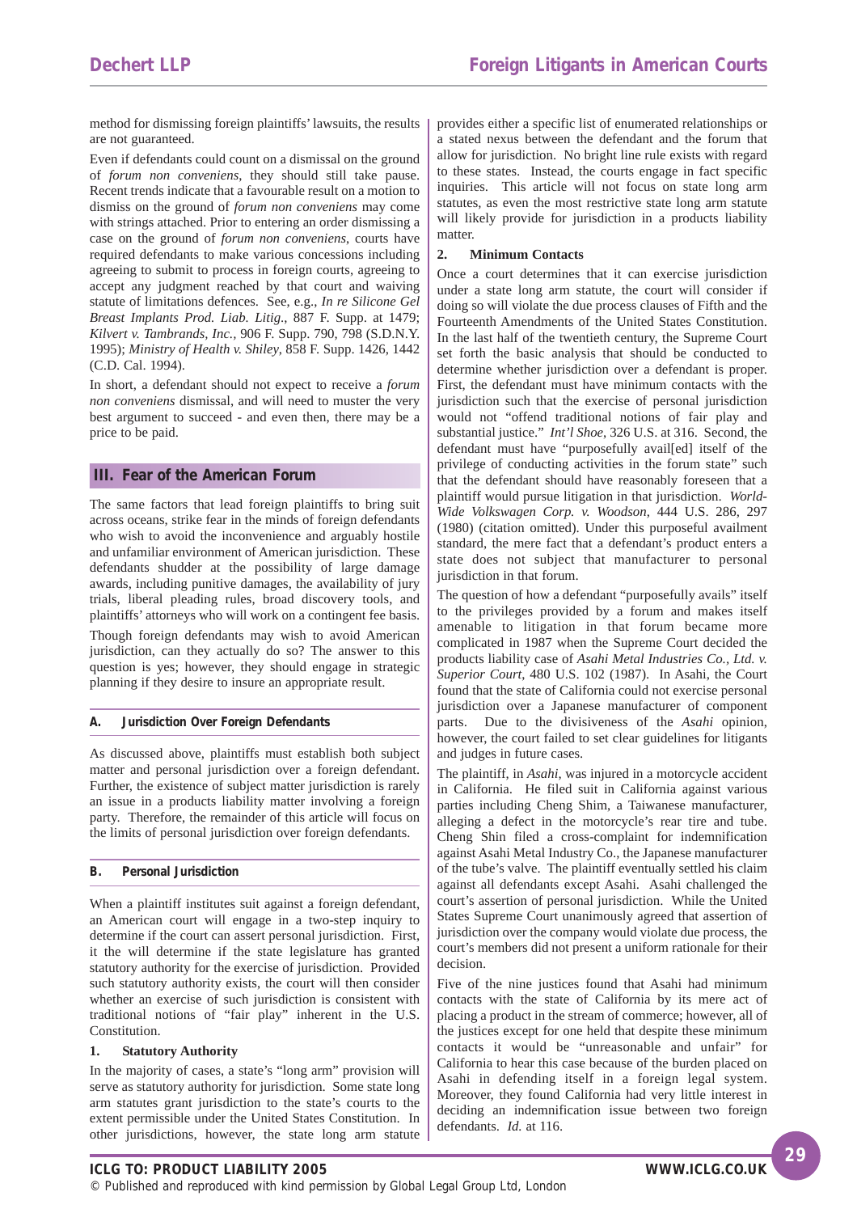method for dismissing foreign plaintiffs' lawsuits, the results are not guaranteed.

Even if defendants could count on a dismissal on the ground of *forum non conveniens*, they should still take pause. Recent trends indicate that a favourable result on a motion to dismiss on the ground of *forum non conveniens* may come with strings attached. Prior to entering an order dismissing a case on the ground of *forum non conveniens*, courts have required defendants to make various concessions including agreeing to submit to process in foreign courts, agreeing to accept any judgment reached by that court and waiving statute of limitations defences. See, e.g., *In re Silicone Gel Breast Implants Prod. Liab. Litig.*, 887 F. Supp. at 1479; *Kilvert v. Tambrands, Inc.*, 906 F. Supp. 790, 798 (S.D.N.Y. 1995); *Ministry of Health v. Shiley*, 858 F. Supp. 1426, 1442 (C.D. Cal. 1994).

In short, a defendant should not expect to receive a *forum non conveniens* dismissal, and will need to muster the very best argument to succeed - and even then, there may be a price to be paid.

## III. Fear of the American Forum

The same factors that lead foreign plaintiffs to bring suit across oceans, strike fear in the minds of foreign defendants who wish to avoid the inconvenience and arguably hostile and unfamiliar environment of American jurisdiction. These defendants shudder at the possibility of large damage awards, including punitive damages, the availability of jury trials, liberal pleading rules, broad discovery tools, and plaintiffs' attorneys who will work on a contingent fee basis.

Though foreign defendants may wish to avoid American jurisdiction, can they actually do so? The answer to this question is yes; however, they should engage in strategic planning if they desire to insure an appropriate result.

### A. Jurisdiction Over Foreign Defendants

As discussed above, plaintiffs must establish both subject matter and personal jurisdiction over a foreign defendant. Further, the existence of subject matter jurisdiction is rarely an issue in a products liability matter involving a foreign party. Therefore, the remainder of this article will focus on the limits of personal jurisdiction over foreign defendants.

### B. Personal Jurisdiction

When a plaintiff institutes suit against a foreign defendant, an American court will engage in a two-step inquiry to determine if the court can assert personal jurisdiction. First, it the will determine if the state legislature has granted statutory authority for the exercise of jurisdiction. Provided such statutory authority exists, the court will then consider whether an exercise of such jurisdiction is consistent with traditional notions of "fair play" inherent in the U.S. Constitution.

#### 1. Statutory Authority

In the majority of cases, a state's "long arm" provision will serve as statutory authority for jurisdiction. Some state long arm statutes grant jurisdiction to the state's courts to the extent permissible under the United States Constitution. In other jurisdictions, however, the state long arm statute provides either a specific list of enumerated relationships or a stated nexus between the defendant and the forum that allow for jurisdiction. No bright line rule exists with regard to these states. Instead, the courts engage in fact specific inquiries. This article will not focus on state long arm statutes, as even the most restrictive state long arm statute will likely provide for jurisdiction in a products liability matter.

#### 2. Minimum Contacts

Once a court determines that it can exercise jurisdiction under a state long arm statute, the court will consider if doing so will violate the due process clauses of Fifth and the Fourteenth Amendments of the United States Constitution. In the last half of the twentieth century, the Supreme Court set forth the basic analysis that should be conducted to determine whether jurisdiction over a defendant is proper. First, the defendant must have minimum contacts with the jurisdiction such that the exercise of personal jurisdiction would not "offend traditional notions of fair play and substantial justice." *Int'l Shoe*, 326 U.S. at 316. Second, the defendant must have "purposefully avail[ed] itself of the privilege of conducting activities in the forum state" such that the defendant should have reasonably foreseen that a plaintiff would pursue litigation in that jurisdiction. *World-Wide Volkswagen Corp. v. Woodson*, 444 U.S. 286, 297 (1980) (citation omitted). Under this purposeful availment standard, the mere fact that a defendant's product enters a state does not subject that manufacturer to personal jurisdiction in that forum.

The question of how a defendant "purposefully avails" itself to the privileges provided by a forum and makes itself amenable to litigation in that forum became more complicated in 1987 when the Supreme Court decided the products liability case of *Asahi Metal Industries Co., Ltd. v. Superior Court*, 480 U.S. 102 (1987). In Asahi, the Court found that the state of California could not exercise personal jurisdiction over a Japanese manufacturer of component parts. Due to the divisiveness of the *Asahi* opinion, however, the court failed to set clear guidelines for litigants and judges in future cases.

The plaintiff, in *Asahi*, was injured in a motorcycle accident in California. He filed suit in California against various parties including Cheng Shim, a Taiwanese manufacturer, alleging a defect in the motorcycle's rear tire and tube. Cheng Shin filed a cross-complaint for indemnification against Asahi Metal Industry Co., the Japanese manufacturer of the tube's valve. The plaintiff eventually settled his claim against all defendants except Asahi. Asahi challenged the court's assertion of personal jurisdiction. While the United States Supreme Court unanimously agreed that assertion of jurisdiction over the company would violate due process, the court's members did not present a uniform rationale for their decision.

Five of the nine justices found that Asahi had minimum contacts with the state of California by its mere act of placing a product in the stream of commerce; however, all of the justices except for one held that despite these minimum contacts it would be "unreasonable and unfair" for California to hear this case because of the burden placed on Asahi in defending itself in a foreign legal system. Moreover, they found California had very little interest in deciding an indemnification issue between two foreign defendants. *Id.* at 116.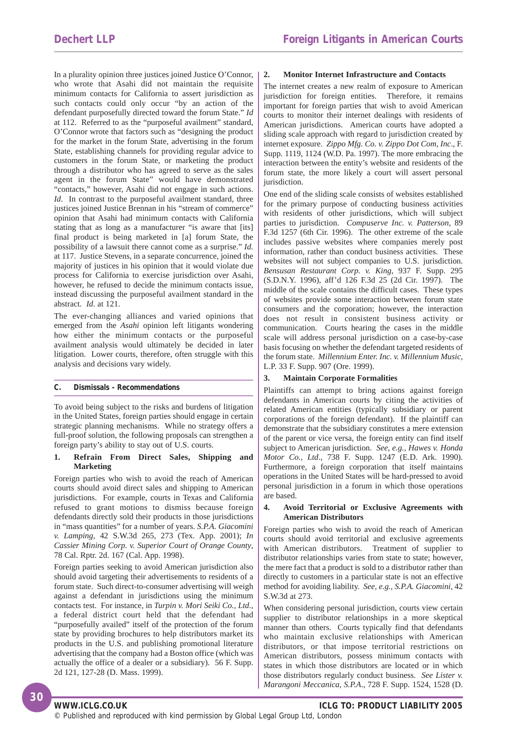In a plurality opinion three justices joined Justice O'Connor, who wrote that Asahi did not maintain the requisite minimum contacts for California to assert jurisdiction as such contacts could only occur "by an action of the defendant purposefully directed toward the forum State." *Id* at 112. Referred to as the "purposeful availment" standard, O'Connor wrote that factors such as "designing the product for the market in the forum State, advertising in the forum State, establishing channels for providing regular advice to customers in the forum State, or marketing the product through a distributor who has agreed to serve as the sales agent in the forum State" would have demonstrated "contacts," however, Asahi did not engage in such actions. *Id*. In contrast to the purposeful availment standard, three justices joined Justice Brennan in his "stream of commerce" opinion that Asahi had minimum contacts with California stating that as long as a manufacturer "is aware that [its] final product is being marketed in [a] forum State, the possibility of a lawsuit there cannot come as a surprise." *Id.* at 117. Justice Stevens, in a separate concurrence, joined the majority of justices in his opinion that it would violate due process for California to exercise jurisdiction over Asahi, however, he refused to decide the minimum contacts issue, instead discussing the purposeful availment standard in the abstract. *Id*. at 121.

The ever-changing alliances and varied opinions that emerged from the *Asahi* opinion left litigants wondering how either the minimum contacts or the purposeful availment analysis would ultimately be decided in later litigation. Lower courts, therefore, often struggle with this analysis and decisions vary widely.

## C. Dismissals - Recommendations

To avoid being subject to the risks and burdens of litigation in the United States, foreign parties should engage in certain strategic planning mechanisms. While no strategy offers a full-proof solution, the following proposals can strengthen a foreign party's ability to stay out of U.S. courts.

### 1. Refrain From Direct Sales, Shipping and Marketing

Foreign parties who wish to avoid the reach of American courts should avoid direct sales and shipping to American jurisdictions. For example, courts in Texas and California refused to grant motions to dismiss because foreign defendants directly sold their products in those jurisdictions in "mass quantities" for a number of years. *S.P.A. Giacomini v. Lamping*, 42 S.W.3d 265, 273 (Tex. App. 2001); *In Cassier Mining Corp. v. Superior Court of Orange County*, 78 Cal. Rptr. 2d. 167 (Cal. App. 1998).

Foreign parties seeking to avoid American jurisdiction also should avoid targeting their advertisements to residents of a forum state. Such direct-to-consumer advertising will weigh against a defendant in jurisdictions using the minimum contacts test. For instance, in *Turpin v. Mori Seiki Co., Ltd*., a federal district court held that the defendant had "purposefully availed" itself of the protection of the forum state by providing brochures to help distributors market its products in the U.S. and publishing promotional literature advertising that the company had a Boston office (which was actually the office of a dealer or a subsidiary). 56 F. Supp. 2d 121, 127-28 (D. Mass. 1999).

### 2. Monitor Internet Infrastructure and Contacts

The internet creates a new realm of exposure to American jurisdiction for foreign entities. Therefore, it remains important for foreign parties that wish to avoid American courts to monitor their internet dealings with residents of American jurisdictions. American courts have adopted a sliding scale approach with regard to jurisdiction created by internet exposure. *Zippo Mfg. Co. v. Zippo Dot Com, Inc*., F. Supp. 1119, 1124 (W.D. Pa. 1997). The more embracing the interaction between the entity's website and residents of the forum state, the more likely a court will assert personal jurisdiction.

One end of the sliding scale consists of websites established for the primary purpose of conducting business activities with residents of other jurisdictions, which will subject parties to jurisdiction. *Compuserve Inc. v. Patterson*, 89 F.3d 1257 (6th Cir. 1996). The other extreme of the scale includes passive websites where companies merely post information, rather than conduct business activities. These websites will not subject companies to U.S. jurisdiction. *Bensusan Restaurant Corp. v. King*, 937 F. Supp. 295 (S.D.N.Y. 1996), aff'd 126 F.3d 25 (2d Cir. 1997). The middle of the scale contains the difficult cases. These types of websites provide some interaction between forum state consumers and the corporation; however, the interaction does not result in consistent business activity or communication. Courts hearing the cases in the middle scale will address personal jurisdiction on a case-by-case basis focusing on whether the defendant targeted residents of the forum state. *Millennium Enter. Inc. v. Millennium Music*, L.P. 33 F. Supp. 907 (Ore. 1999).

### 3. Maintain Corporate Formalities

Plaintiffs can attempt to bring actions against foreign defendants in American courts by citing the activities of related American entities (typically subsidiary or parent corporations of the foreign defendant). If the plaintiff can demonstrate that the subsidiary constitutes a mere extension of the parent or vice versa, the foreign entity can find itself subject to American jurisdiction. *See, e.g., Hawes v. Honda Motor Co., Ltd*., 738 F. Supp. 1247 (E.D. Ark. 1990). Furthermore, a foreign corporation that itself maintains operations in the United States will be hard-pressed to avoid personal jurisdiction in a forum in which those operations are based.

### 4. Avoid Territorial or Exclusive Agreements with American Distributors

Foreign parties who wish to avoid the reach of American courts should avoid territorial and exclusive agreements with American distributors. Treatment of supplier to distributor relationships varies from state to state; however, the mere fact that a product is sold to a distributor rather than directly to customers in a particular state is not an effective method for avoiding liability. *See, e.g., S.P.A. Giacomini*, 42 S.W.3d at 273.

When considering personal jurisdiction, courts view certain supplier to distributor relationships in a more skeptical manner than others. Courts typically find that defendants who maintain exclusive relationships with American distributors, or that impose territorial restrictions on American distributors, possess minimum contacts with states in which those distributors are located or in which those distributors regularly conduct business. *See Lister v. Marangoni Meccanica, S.P.A*., 728 F. Supp. 1524, 1528 (D.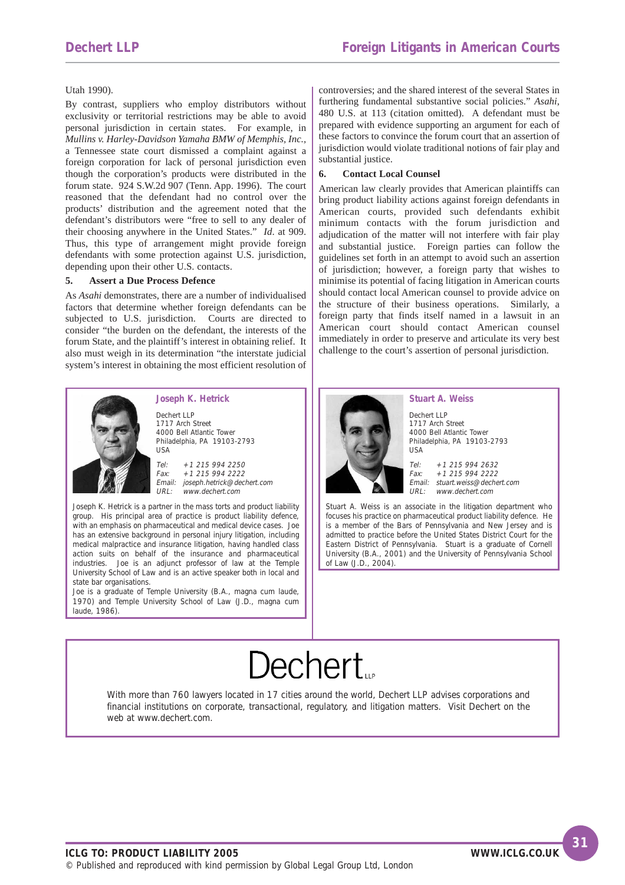Utah 1990).

By contrast, suppliers who employ distributors without exclusivity or territorial restrictions may be able to avoid personal jurisdiction in certain states. For example, in *Mullins v. Harley-Davidson Yamaha BMW of Memphis, Inc.*, a Tennessee state court dismissed a complaint against a foreign corporation for lack of personal jurisdiction even though the corporation's products were distributed in the forum state. 924 S.W.2d 907 (Tenn. App. 1996). The court reasoned that the defendant had no control over the products' distribution and the agreement noted that the defendant's distributors were "free to sell to any dealer of their choosing anywhere in the United States." *Id*. at 909. Thus, this type of arrangement might provide foreign defendants with some protection against U.S. jurisdiction, depending upon their other U.S. contacts.

**5. Assert a Due Process Defence**

As *Asahi* demonstrates, there are a number of individualised factors that determine whether foreign defendants can be subjected to U.S. jurisdiction. Courts are directed to consider "the burden on the defendant, the interests of the forum State, and the plaintiff's interest in obtaining relief. It also must weigh in its determination "the interstate judicial system's interest in obtaining the most efficient resolution of controversies; and the shared interest of the several States in furthering fundamental substantive social policies." *Asahi*, 480 U.S. at 113 (citation omitted). A defendant must be prepared with evidence supporting an argument for each of these factors to convince the forum court that an assertion of jurisdiction would violate traditional notions of fair play and substantial justice.

**6. Contact Local Counsel**

American law clearly provides that American plaintiffs can bring product liability actions against foreign defendants in American courts, provided such defendants exhibit minimum contacts with the forum jurisdiction and adjudication of the matter will not interfere with fair play and substantial justice. Foreign parties can follow the guidelines set forth in an attempt to avoid such an assertion of jurisdiction; however, a foreign party that wishes to minimise its potential of facing litigation in American courts should contact local American counsel to provide advice on the structure of their business operations. Similarly, a foreign party that finds itself named in a lawsuit in an American court should contact American counsel immediately in order to preserve and articulate its very best challenge to the court's assertion of personal jurisdiction.

**Joseph K. Hetrick**

Dechert LLP
1717 Arch Street
4000 Bell Atlantic Tower
Philadelphia, PA 19103-2793
USA

*Tel:* +1 215 994 2250
*Fax:* +1 215 994 2222
*Email:* joseph.hetrick@dechert.com
*URL:* www.dechert.com

Joseph K. Hetrick is a partner in the mass torts and product liability group. His principal area of practice is product liability defence, with an emphasis on pharmaceutical and medical device cases. Joe has an extensive background in personal injury litigation, including medical malpractice and insurance litigation, having handled class action suits on behalf of the insurance and pharmaceutical industries. Joe is an adjunct professor of law at the Temple University School of Law and is an active speaker both in local and state bar organisations.

Joe is a graduate of Temple University (B.A., magna cum laude, 1970) and Temple University School of Law (J.D., magna cum laude, 1986).

**Stuart A. Weiss**

Dechert LLP
1717 Arch Street
4000 Bell Atlantic Tower
Philadelphia, PA 19103-2793
USA

*Tel:* +1 215 994 2632
*Fax:* +1 215 994 2222
*Email:* stuart.weiss@dechert.com
*URL:* www.dechert.com

Stuart A. Weiss is an associate in the litigation department who focuses his practice on pharmaceutical product liability defence. He is a member of the Bars of Pennsylvania and New Jersey and is admitted to practice before the United States District Court for the Eastern District of Pennsylvania. Stuart is a graduate of Cornell University (B.A., 2001) and the University of Pennsylvania School of Law (J.D., 2004).

Dechert LLP

With more than 760 lawyers located in 17 cities around the world, Dechert LLP advises corporations and financial institutions on corporate, transactional, regulatory, and litigation matters. Visit Dechert on the web at www.dechert.com.

© Published and reproduced with kind permission by Global Legal Group Ltd, London